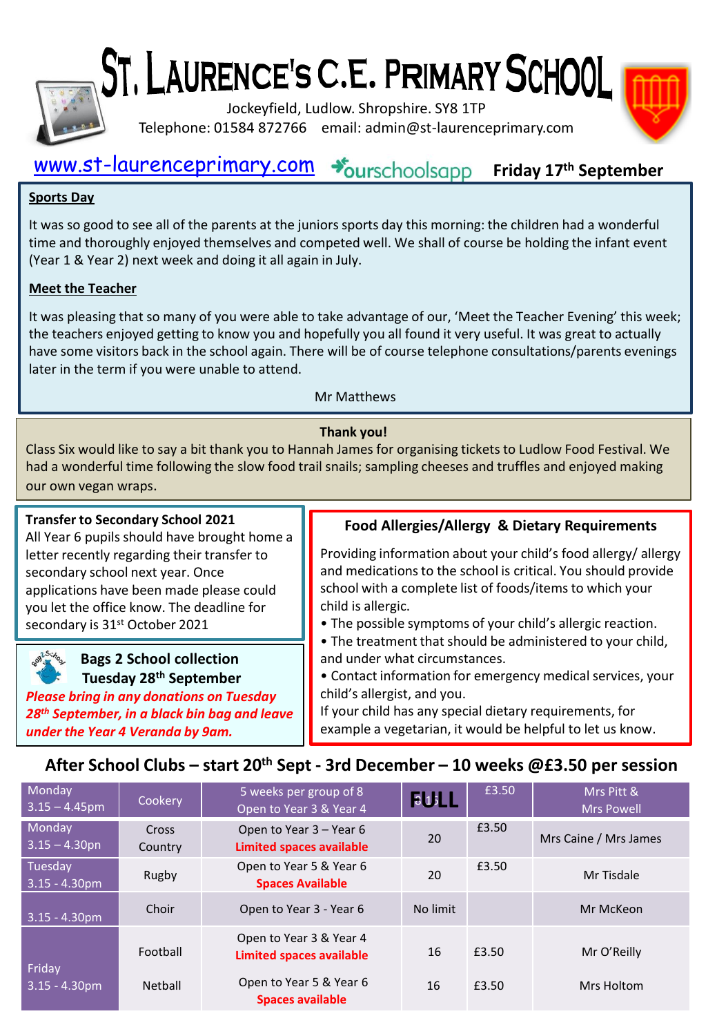# St. Laurence's C.E. Primary School

Jockeyfield, Ludlow. Shropshire. SY8 1TP

Telephone: 01584 872766 email: admin@st-laurenceprimary.com

www.st-laurenceprimary.com ourschoolsapp **Friday 17th September**

**Sports Day**

It was so good to see all of the parents at the juniors sports day this morning: the children had a wonderful time and thoroughly enjoyed themselves and competed well. We shall of course be holding the infant event (Year 1 & Year 2) next week and doing it all again in July.

**Meet the Teacher**

It was pleasing that so many of you were able to take advantage of our, 'Meet the Teacher Evening' this week; the teachers enjoyed getting to know you and hopefully you all found it very useful. It was great to actually have some visitors back in the school again. There will be of course telephone consultations/parents evenings later in the term if you were unable to attend.

Mr Matthews

**Thank you!**

Class Six would like to say a bit thank you to Hannah James for organising tickets to Ludlow Food Festival. We had a wonderful time following the slow food trail snails; sampling cheeses and truffles and enjoyed making our own vegan wraps.

**Transfer to Secondary School 2021**

All Year 6 pupils should have brought home a letter recently regarding their transfer to secondary school next year. Once applications have been made please could you let the office know. The deadline for secondary is 31st October 2021

**Bags 2 School collection**
**Tuesday 28th September**

***Please bring in any donations on Tuesday 28th September, in a black bin bag and leave under the Year 4 Veranda by 9am.***

**Food Allergies/Allergy & Dietary Requirements**

Providing information about your child's food allergy/ allergy and medications to the school is critical. You should provide school with a complete list of foods/items to which your child is allergic.

- The possible symptoms of your child's allergic reaction.
- The treatment that should be administered to your child, and under what circumstances.
- Contact information for emergency medical services, your child's allergist, and you.

If your child has any special dietary requirements, for example a vegetarian, it would be helpful to let us know.

## After School Clubs – start 20th Sept - 3rd December – 10 weeks @£3.50 per session

| | | | | | |
|---|---|---|---|---|---|
| Monday 3.15 – 4.45pm | Cookery | 5 weeks per group of 8 Open to Year 3 & Year 4 | FULL | £3.50 | Mrs Pitt & Mrs Powell |
| Monday 3.15 – 4.30pn | Cross Country | Open to Year 3 – Year 6 Limited spaces available | 20 | £3.50 | Mrs Caine / Mrs James |
| Tuesday 3.15 - 4.30pm | Rugby | Open to Year 5 & Year 6 Spaces Available | 20 | £3.50 | Mr Tisdale |
| 3.15 - 4.30pm | Choir | Open to Year 3 - Year 6 | No limit | | Mr McKeon |
| Friday 3.15 - 4.30pm | Football | Open to Year 3 & Year 4 Limited spaces available | 16 | £3.50 | Mr O'Reilly |
| | Netball | Open to Year 5 & Year 6 Spaces available | 16 | £3.50 | Mrs Holtom |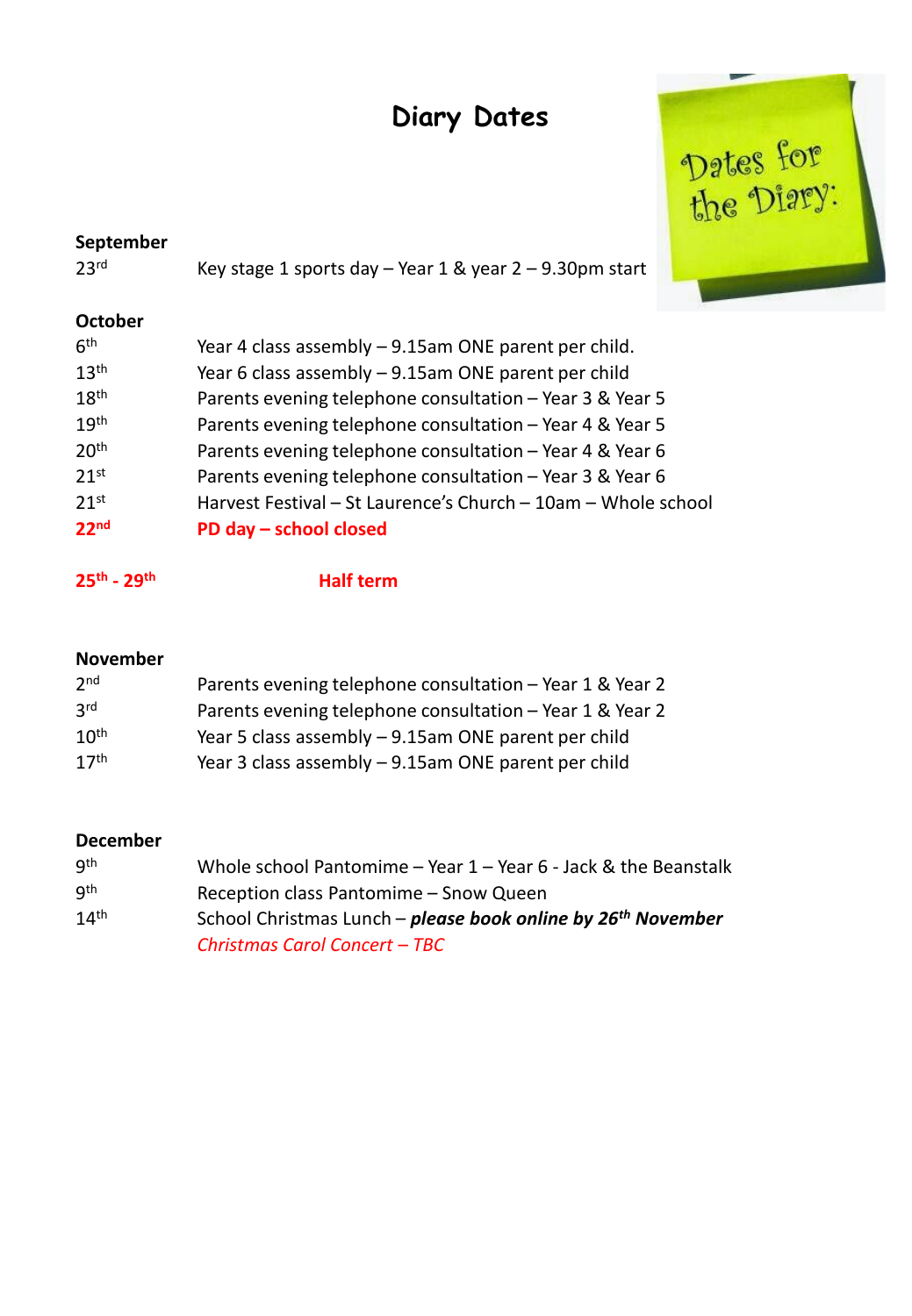# Diary Dates

Dates for the Diary:

**September**

| | |
|---|---|
| 23rd | Key stage 1 sports day – Year 1 & year 2 – 9.30pm start |

**October**

| | |
|---|---|
| 6th | Year 4 class assembly – 9.15am ONE parent per child. |
| 13th | Year 6 class assembly – 9.15am ONE parent per child |
| 18th | Parents evening telephone consultation – Year 3 & Year 5 |
| 19th | Parents evening telephone consultation – Year 4 & Year 5 |
| 20th | Parents evening telephone consultation – Year 4 & Year 6 |
| 21st | Parents evening telephone consultation – Year 3 & Year 6 |
| 21st | Harvest Festival – St Laurence's Church – 10am – Whole school |
| **22nd** | **PD day – school closed** |

**25th - 29th** **Half term**

**November**

| | |
|---|---|
| 2nd | Parents evening telephone consultation – Year 1 & Year 2 |
| 3rd | Parents evening telephone consultation – Year 1 & Year 2 |
| 10th | Year 5 class assembly – 9.15am ONE parent per child |
| 17th | Year 3 class assembly – 9.15am ONE parent per child |

**December**

| | |
|---|---|
| 9th | Whole school Pantomime – Year 1 – Year 6 - Jack & the Beanstalk |
| 9th | Reception class Pantomime – Snow Queen |
| 14th | School Christmas Lunch – ***please book online by 26th November*** |
| | *Christmas Carol Concert – TBC* |